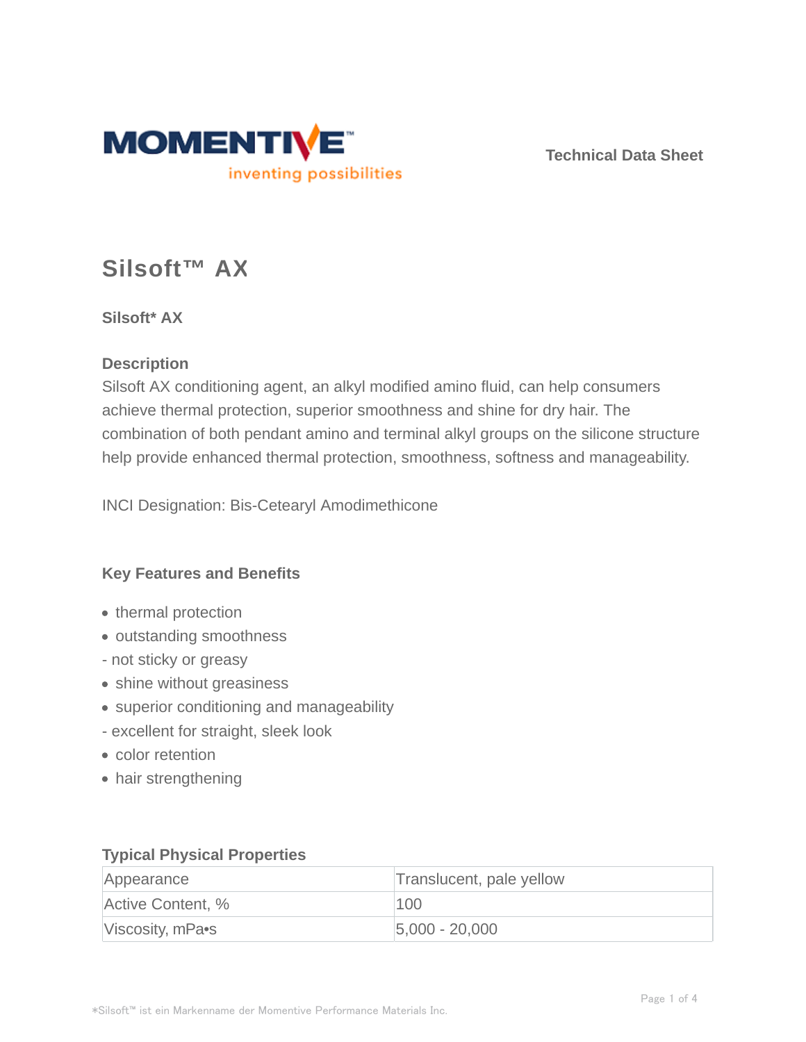MOMENTIVE™

inventing possibilities

Technical Data Sheet

# Silsoft™ AX

### Silsoft* AX

### Description

Silsoft AX conditioning agent, an alkyl modified amino fluid, can help consumers achieve thermal protection, superior smoothness and shine for dry hair. The combination of both pendant amino and terminal alkyl groups on the silicone structure help provide enhanced thermal protection, smoothness, softness and manageability.

INCI Designation: Bis-Cetearyl Amodimethicone

### Key Features and Benefits

- thermal protection
- outstanding smoothness

- not sticky or greasy

- shine without greasiness
- superior conditioning and manageability

- excellent for straight, sleek look

- color retention
- hair strengthening

### Typical Physical Properties

| Appearance | Translucent, pale yellow |
|---|---|
| Active Content, % | 100 |
| Viscosity, mPa•s | 5,000 - 20,000 |

*Silsoft™ ist ein Markenname der Momentive Performance Materials Inc.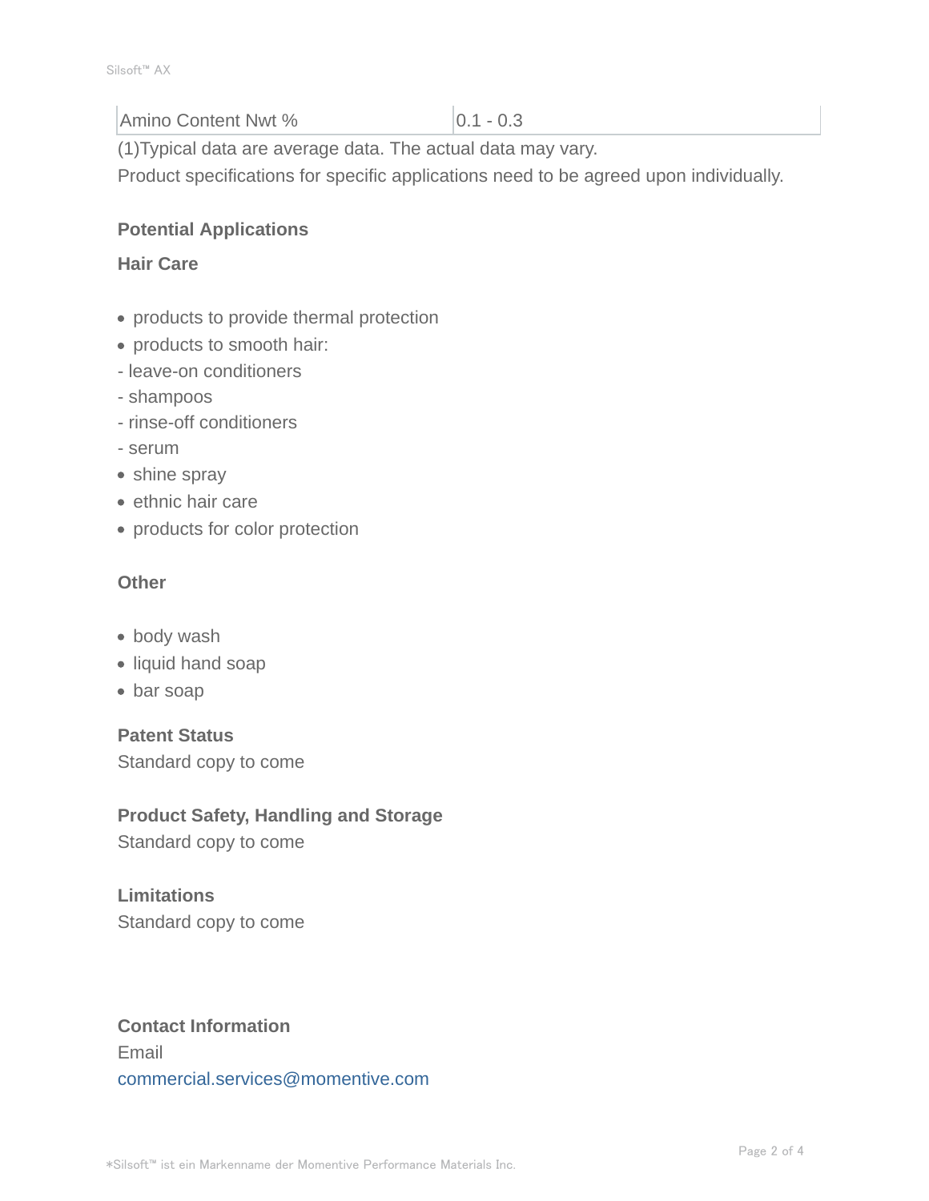| Amino Content Nwt % | 0.1 - 0.3 |
| --- | --- |

(1)Typical data are average data. The actual data may vary.
Product specifications for specific applications need to be agreed upon individually.

## Potential Applications

### Hair Care

- products to provide thermal protection
- products to smooth hair:

- leave-on conditioners
- shampoos
- rinse-off conditioners
- serum

- shine spray
- ethnic hair care
- products for color protection

### Other

- body wash
- liquid hand soap
- bar soap

## Patent Status

Standard copy to come

## Product Safety, Handling and Storage

Standard copy to come

## Limitations

Standard copy to come

## Contact Information

Email
commercial.services@momentive.com

*Silsoft™ ist ein Markenname der Momentive Performance Materials Inc.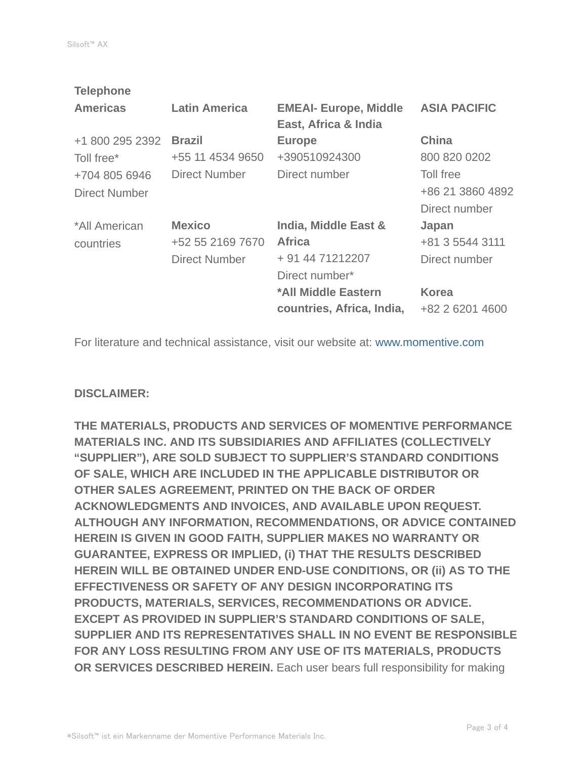**Telephone**

| Americas | Latin America | EMEAI- Europe, Middle East, Africa & India | ASIA PACIFIC |
|---|---|---|---|
| +1 800 295 2392<br>Toll free*<br>+704 805 6946<br>Direct Number | **Brazil**<br>+55 11 4534 9650<br>Direct Number | **Europe**<br>+390510924300<br>Direct number | **China**<br>800 820 0202<br>Toll free<br>+86 21 3860 4892<br>Direct number |
| *All American countries | **Mexico**<br>+52 55 2169 7670<br>Direct Number | **India, Middle East & Africa**<br>+ 91 44 71212207<br>Direct number* | **Japan**<br>+81 3 5544 3111<br>Direct number |
| | | ***All Middle Eastern countries, Africa, India,** | **Korea**<br>+82 2 6201 4600 |

For literature and technical assistance, visit our website at: www.momentive.com

**DISCLAIMER:**

**THE MATERIALS, PRODUCTS AND SERVICES OF MOMENTIVE PERFORMANCE MATERIALS INC. AND ITS SUBSIDIARIES AND AFFILIATES (COLLECTIVELY "SUPPLIER"), ARE SOLD SUBJECT TO SUPPLIER'S STANDARD CONDITIONS OF SALE, WHICH ARE INCLUDED IN THE APPLICABLE DISTRIBUTOR OR OTHER SALES AGREEMENT, PRINTED ON THE BACK OF ORDER ACKNOWLEDGMENTS AND INVOICES, AND AVAILABLE UPON REQUEST. ALTHOUGH ANY INFORMATION, RECOMMENDATIONS, OR ADVICE CONTAINED HEREIN IS GIVEN IN GOOD FAITH, SUPPLIER MAKES NO WARRANTY OR GUARANTEE, EXPRESS OR IMPLIED, (i) THAT THE RESULTS DESCRIBED HEREIN WILL BE OBTAINED UNDER END-USE CONDITIONS, OR (ii) AS TO THE EFFECTIVENESS OR SAFETY OF ANY DESIGN INCORPORATING ITS PRODUCTS, MATERIALS, SERVICES, RECOMMENDATIONS OR ADVICE. EXCEPT AS PROVIDED IN SUPPLIER'S STANDARD CONDITIONS OF SALE, SUPPLIER AND ITS REPRESENTATIVES SHALL IN NO EVENT BE RESPONSIBLE FOR ANY LOSS RESULTING FROM ANY USE OF ITS MATERIALS, PRODUCTS OR SERVICES DESCRIBED HEREIN.** Each user bears full responsibility for making

*Silsoft™ ist ein Markenname der Momentive Performance Materials Inc.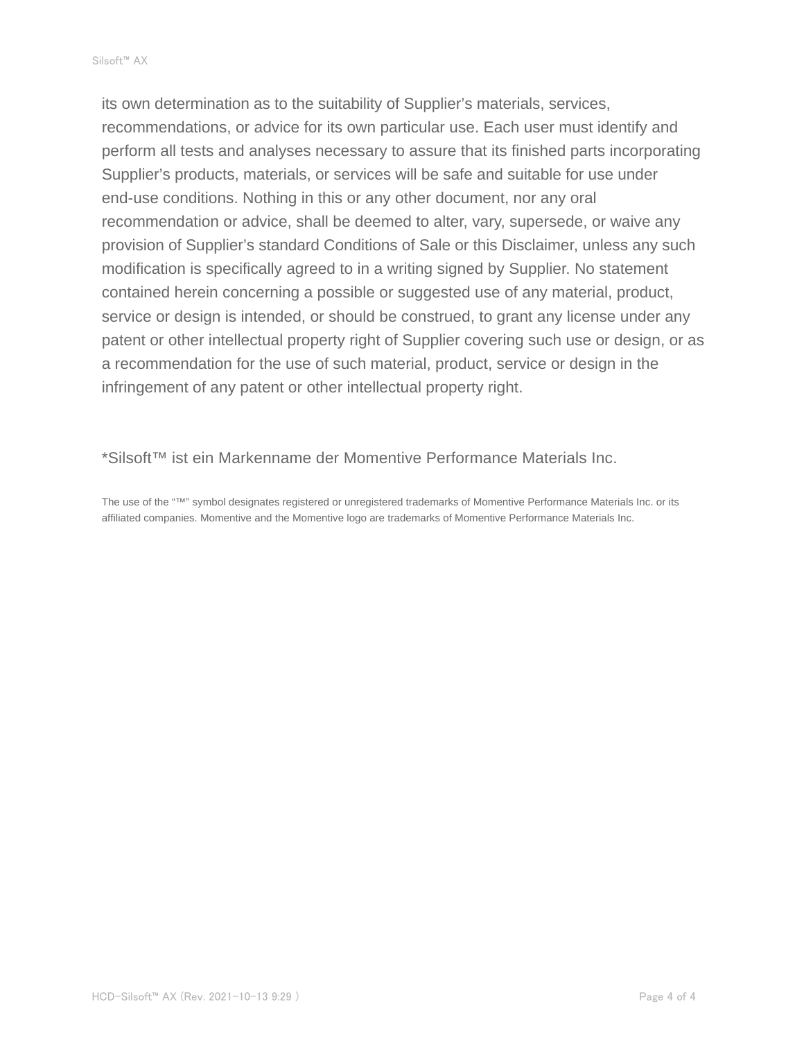its own determination as to the suitability of Supplier's materials, services, recommendations, or advice for its own particular use. Each user must identify and perform all tests and analyses necessary to assure that its finished parts incorporating Supplier's products, materials, or services will be safe and suitable for use under end-use conditions. Nothing in this or any other document, nor any oral recommendation or advice, shall be deemed to alter, vary, supersede, or waive any provision of Supplier's standard Conditions of Sale or this Disclaimer, unless any such modification is specifically agreed to in a writing signed by Supplier. No statement contained herein concerning a possible or suggested use of any material, product, service or design is intended, or should be construed, to grant any license under any patent or other intellectual property right of Supplier covering such use or design, or as a recommendation for the use of such material, product, service or design in the infringement of any patent or other intellectual property right.

*Silsoft™ ist ein Markenname der Momentive Performance Materials Inc.

The use of the "™" symbol designates registered or unregistered trademarks of Momentive Performance Materials Inc. or its affiliated companies. Momentive and the Momentive logo are trademarks of Momentive Performance Materials Inc.